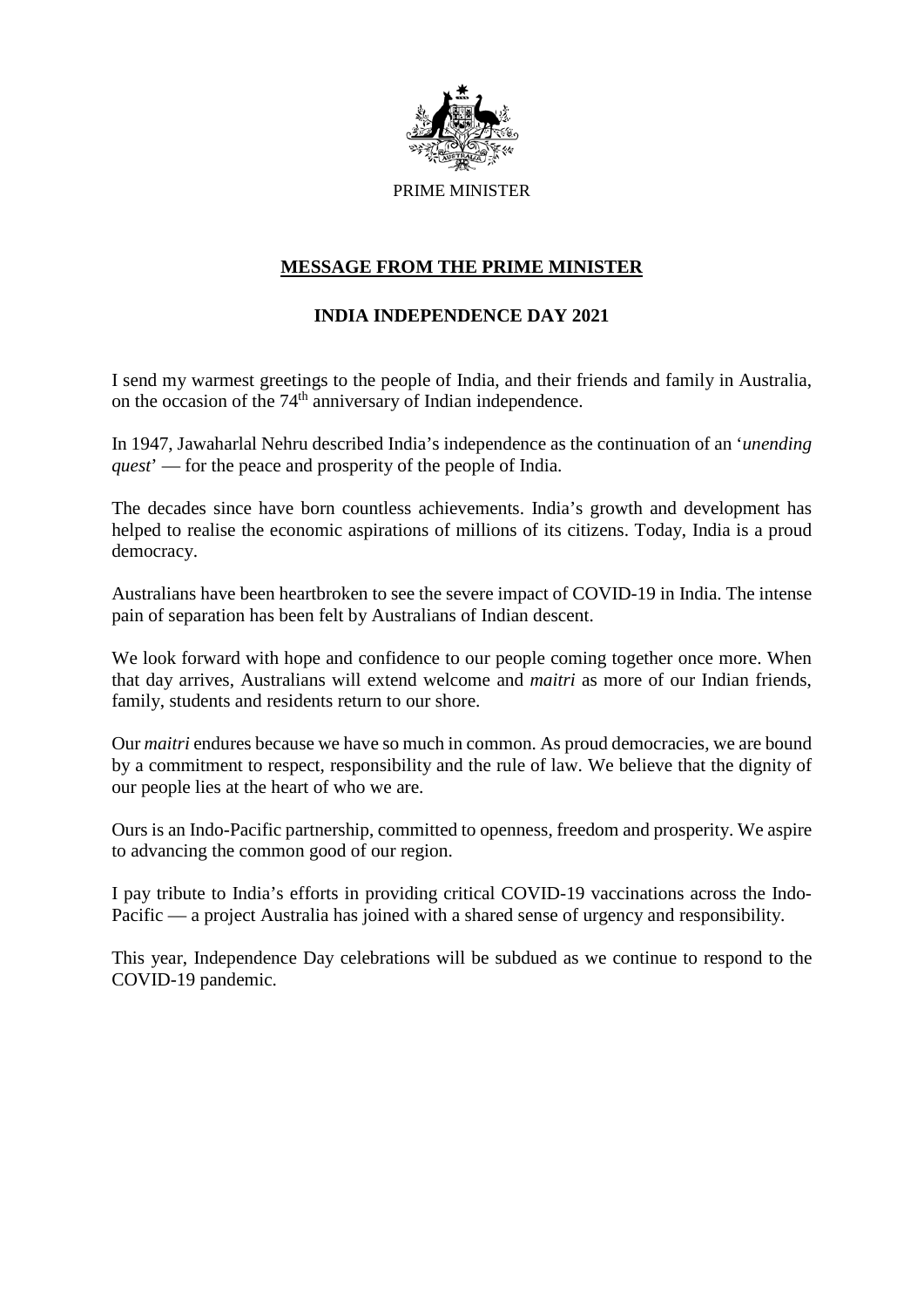PRIME MINISTER

**MESSAGE FROM THE PRIME MINISTER**

**INDIA INDEPENDENCE DAY 2021**

I send my warmest greetings to the people of India, and their friends and family in Australia, on the occasion of the 74th anniversary of Indian independence.

In 1947, Jawaharlal Nehru described India's independence as the continuation of an '*unending quest*' — for the peace and prosperity of the people of India.

The decades since have born countless achievements. India's growth and development has helped to realise the economic aspirations of millions of its citizens. Today, India is a proud democracy.

Australians have been heartbroken to see the severe impact of COVID-19 in India. The intense pain of separation has been felt by Australians of Indian descent.

We look forward with hope and confidence to our people coming together once more. When that day arrives, Australians will extend welcome and *maitri* as more of our Indian friends, family, students and residents return to our shore.

Our *maitri* endures because we have so much in common. As proud democracies, we are bound by a commitment to respect, responsibility and the rule of law. We believe that the dignity of our people lies at the heart of who we are.

Ours is an Indo-Pacific partnership, committed to openness, freedom and prosperity. We aspire to advancing the common good of our region.

I pay tribute to India's efforts in providing critical COVID-19 vaccinations across the Indo-Pacific — a project Australia has joined with a shared sense of urgency and responsibility.

This year, Independence Day celebrations will be subdued as we continue to respond to the COVID-19 pandemic.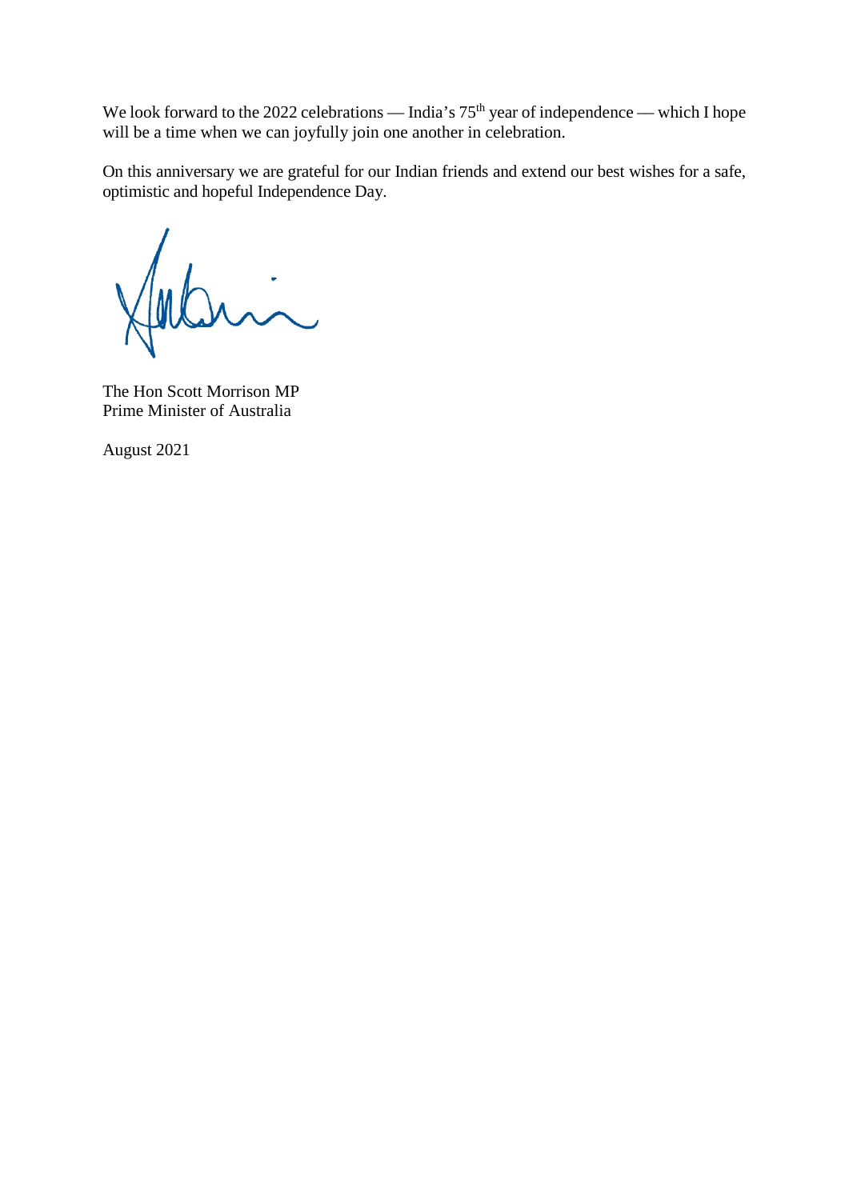We look forward to the 2022 celebrations — India's 75th year of independence — which I hope will be a time when we can joyfully join one another in celebration.

On this anniversary we are grateful for our Indian friends and extend our best wishes for a safe, optimistic and hopeful Independence Day.

The Hon Scott Morrison MP
Prime Minister of Australia

August 2021